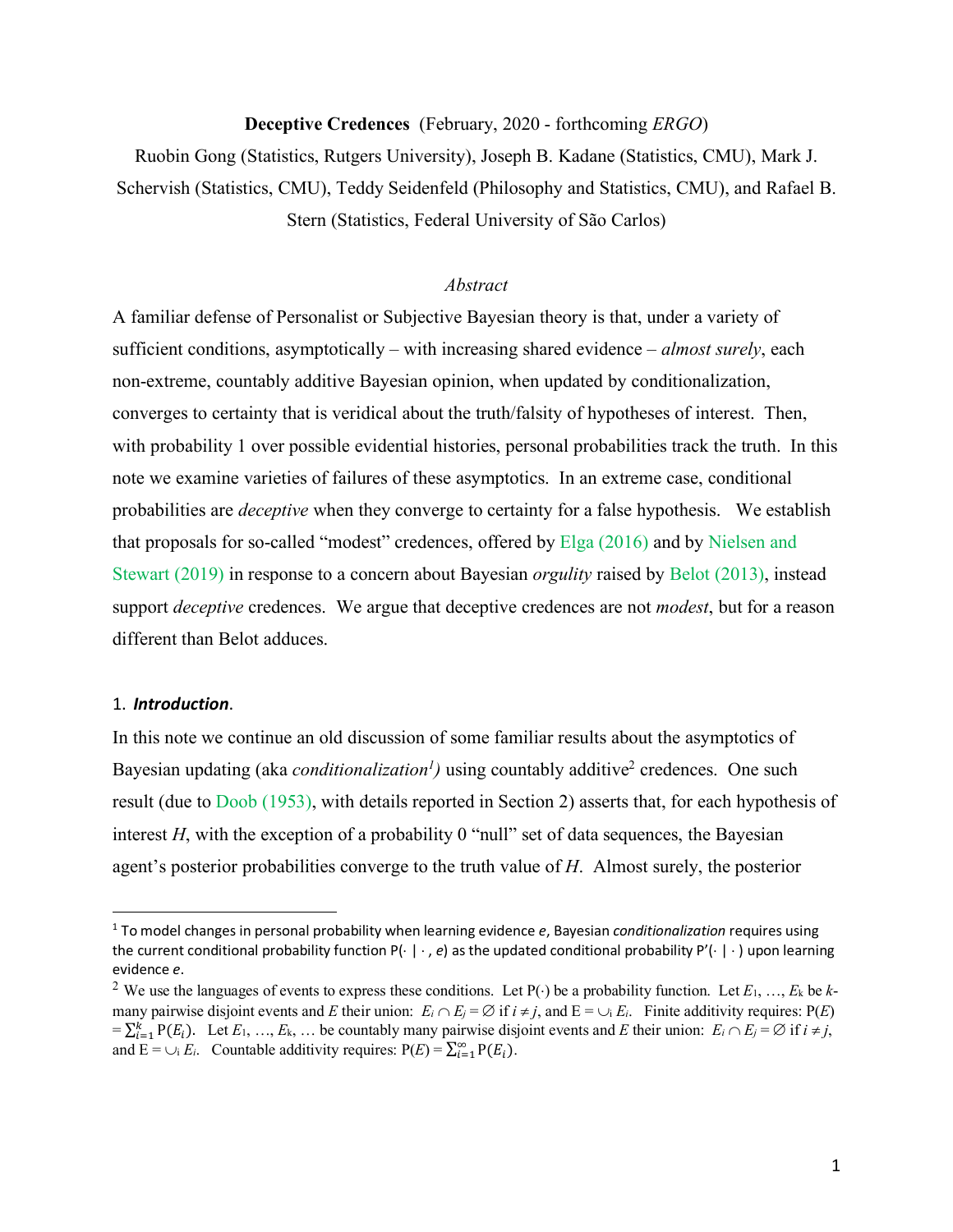**Deceptive Credences** (February, 2020 - forthcoming *ERGO*)

Ruobin Gong (Statistics, Rutgers University), Joseph B. Kadane (Statistics, CMU), Mark J. Schervish (Statistics, CMU), Teddy Seidenfeld (Philosophy and Statistics, CMU), and Rafael B. Stern (Statistics, Federal University of São Carlos)

*Abstract*

A familiar defense of Personalist or Subjective Bayesian theory is that, under a variety of sufficient conditions, asymptotically – with increasing shared evidence – *almost surely*, each non-extreme, countably additive Bayesian opinion, when updated by conditionalization, converges to certainty that is veridical about the truth/falsity of hypotheses of interest. Then, with probability 1 over possible evidential histories, personal probabilities track the truth. In this note we examine varieties of failures of these asymptotics. In an extreme case, conditional probabilities are *deceptive* when they converge to certainty for a false hypothesis. We establish that proposals for so-called "modest" credences, offered by Elga (2016) and by Nielsen and Stewart (2019) in response to a concern about Bayesian *orgulity* raised by Belot (2013), instead support *deceptive* credences. We argue that deceptive credences are not *modest*, but for a reason different than Belot adduces.

## 1. *Introduction*.

In this note we continue an old discussion of some familiar results about the asymptotics of Bayesian updating (aka *conditionalization*[1]) using countably additive[2] credences. One such result (due to Doob (1953), with details reported in Section 2) asserts that, for each hypothesis of interest $H$, with the exception of a probability 0 "null" set of data sequences, the Bayesian agent's posterior probabilities converge to the truth value of $H$. Almost surely, the posterior

---

[1] To model changes in personal probability when learning evidence $e$, Bayesian *conditionalization* requires using the current conditional probability function $P(\cdot \mid \cdot, e)$ as the updated conditional probability $P'(\cdot \mid \cdot)$ upon learning evidence $e$.

[2] We use the languages of events to express these conditions. Let $P(\cdot)$ be a probability function. Let $E_1, \ldots, E_k$ be $k$-many pairwise disjoint events and $E$ their union: $E_i \cap E_j = \varnothing$ if $i \neq j$, and $E = \cup_i E_i$. Finite additivity requires: $P(E) = \sum_{i=1}^{k} P(E_i)$. Let $E_1, \ldots, E_k, \ldots$ be countably many pairwise disjoint events and $E$ their union: $E_i \cap E_j = \varnothing$ if $i \neq j$, and $E = \cup_i E_i$. Countable additivity requires: $P(E) = \sum_{i=1}^{\infty} P(E_i)$.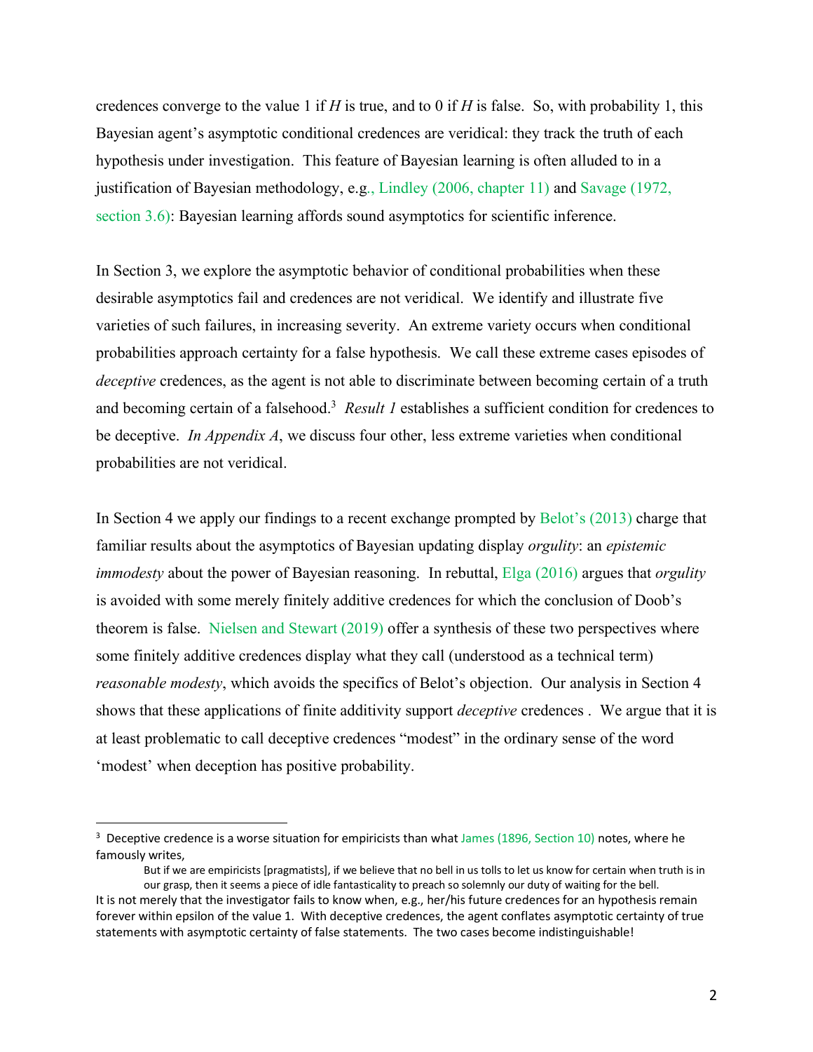credences converge to the value 1 if *H* is true, and to 0 if *H* is false. So, with probability 1, this Bayesian agent's asymptotic conditional credences are veridical: they track the truth of each hypothesis under investigation. This feature of Bayesian learning is often alluded to in a justification of Bayesian methodology, e.g., Lindley (2006, chapter 11) and Savage (1972, section 3.6): Bayesian learning affords sound asymptotics for scientific inference.

In Section 3, we explore the asymptotic behavior of conditional probabilities when these desirable asymptotics fail and credences are not veridical. We identify and illustrate five varieties of such failures, in increasing severity. An extreme variety occurs when conditional probabilities approach certainty for a false hypothesis. We call these extreme cases episodes of *deceptive* credences, as the agent is not able to discriminate between becoming certain of a truth and becoming certain of a falsehood.[3] *Result 1* establishes a sufficient condition for credences to be deceptive. *In Appendix A*, we discuss four other, less extreme varieties when conditional probabilities are not veridical.

In Section 4 we apply our findings to a recent exchange prompted by Belot's (2013) charge that familiar results about the asymptotics of Bayesian updating display *orgulity*: an *epistemic immodesty* about the power of Bayesian reasoning. In rebuttal, Elga (2016) argues that *orgulity* is avoided with some merely finitely additive credences for which the conclusion of Doob's theorem is false. Nielsen and Stewart (2019) offer a synthesis of these two perspectives where some finitely additive credences display what they call (understood as a technical term) *reasonable modesty*, which avoids the specifics of Belot's objection. Our analysis in Section 4 shows that these applications of finite additivity support *deceptive* credences . We argue that it is at least problematic to call deceptive credences "modest" in the ordinary sense of the word 'modest' when deception has positive probability.

---

[3] Deceptive credence is a worse situation for empiricists than what James (1896, Section 10) notes, where he famously writes,

> But if we are empiricists [pragmatists], if we believe that no bell in us tolls to let us know for certain when truth is in our grasp, then it seems a piece of idle fantasticality to preach so solemnly our duty of waiting for the bell.

It is not merely that the investigator fails to know when, e.g., her/his future credences for an hypothesis remain forever within epsilon of the value 1. With deceptive credences, the agent conflates asymptotic certainty of true statements with asymptotic certainty of false statements. The two cases become indistinguishable!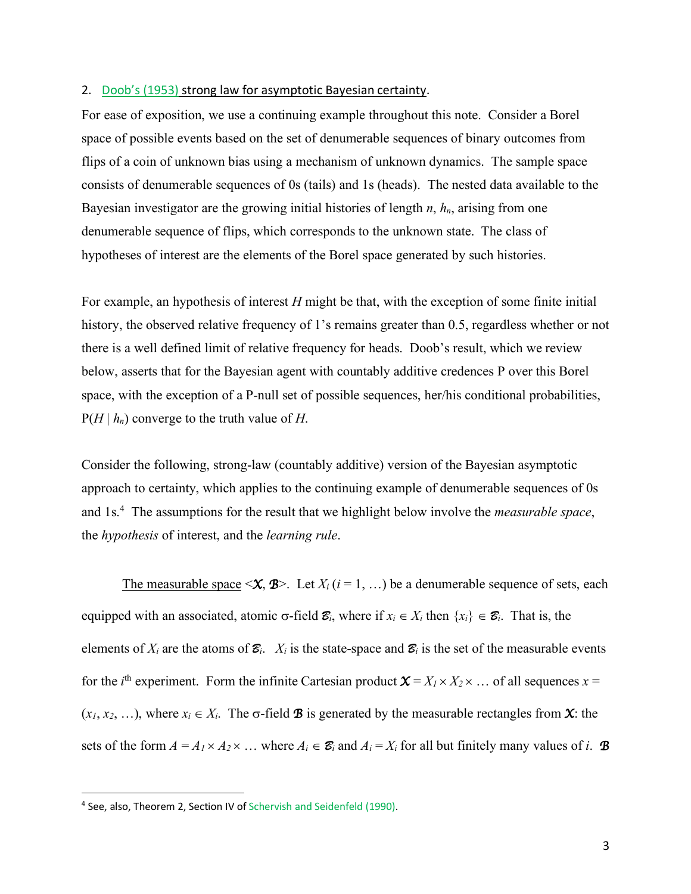2. Doob's (1953) strong law for asymptotic Bayesian certainty.

For ease of exposition, we use a continuing example throughout this note. Consider a Borel space of possible events based on the set of denumerable sequences of binary outcomes from flips of a coin of unknown bias using a mechanism of unknown dynamics. The sample space consists of denumerable sequences of 0s (tails) and 1s (heads). The nested data available to the Bayesian investigator are the growing initial histories of length $n$, $h_n$, arising from one denumerable sequence of flips, which corresponds to the unknown state. The class of hypotheses of interest are the elements of the Borel space generated by such histories.

For example, an hypothesis of interest $H$ might be that, with the exception of some finite initial history, the observed relative frequency of 1's remains greater than 0.5, regardless whether or not there is a well defined limit of relative frequency for heads. Doob's result, which we review below, asserts that for the Bayesian agent with countably additive credences P over this Borel space, with the exception of a P-null set of possible sequences, her/his conditional probabilities, $P(H \mid h_n)$ converge to the truth value of $H$.

Consider the following, strong-law (countably additive) version of the Bayesian asymptotic approach to certainty, which applies to the continuing example of denumerable sequences of 0s and 1s.[4] The assumptions for the result that we highlight below involve the *measurable space*, the *hypothesis* of interest, and the *learning rule*.

The measurable space $<\mathcal{X}, \mathcal{B}>$. Let $X_i$ ($i = 1, \ldots$) be a denumerable sequence of sets, each equipped with an associated, atomic σ-field $\mathcal{B}_i$, where if $x_i \in X_i$ then $\{x_i\} \in \mathcal{B}_i$. That is, the elements of $X_i$ are the atoms of $\mathcal{B}_i$. $X_i$ is the state-space and $\mathcal{B}_i$ is the set of the measurable events for the $i^{\text{th}}$ experiment. Form the infinite Cartesian product $\mathcal{X} = X_1 \times X_2 \times \ldots$ of all sequences $x = (x_1, x_2, \ldots)$, where $x_i \in X_i$. The σ-field $\mathcal{B}$ is generated by the measurable rectangles from $\mathcal{X}$: the sets of the form $A = A_1 \times A_2 \times \ldots$ where $A_i \in \mathcal{B}_i$ and $A_i = X_i$ for all but finitely many values of $i$. $\mathcal{B}$

[4] See, also, Theorem 2, Section IV of Schervish and Seidenfeld (1990).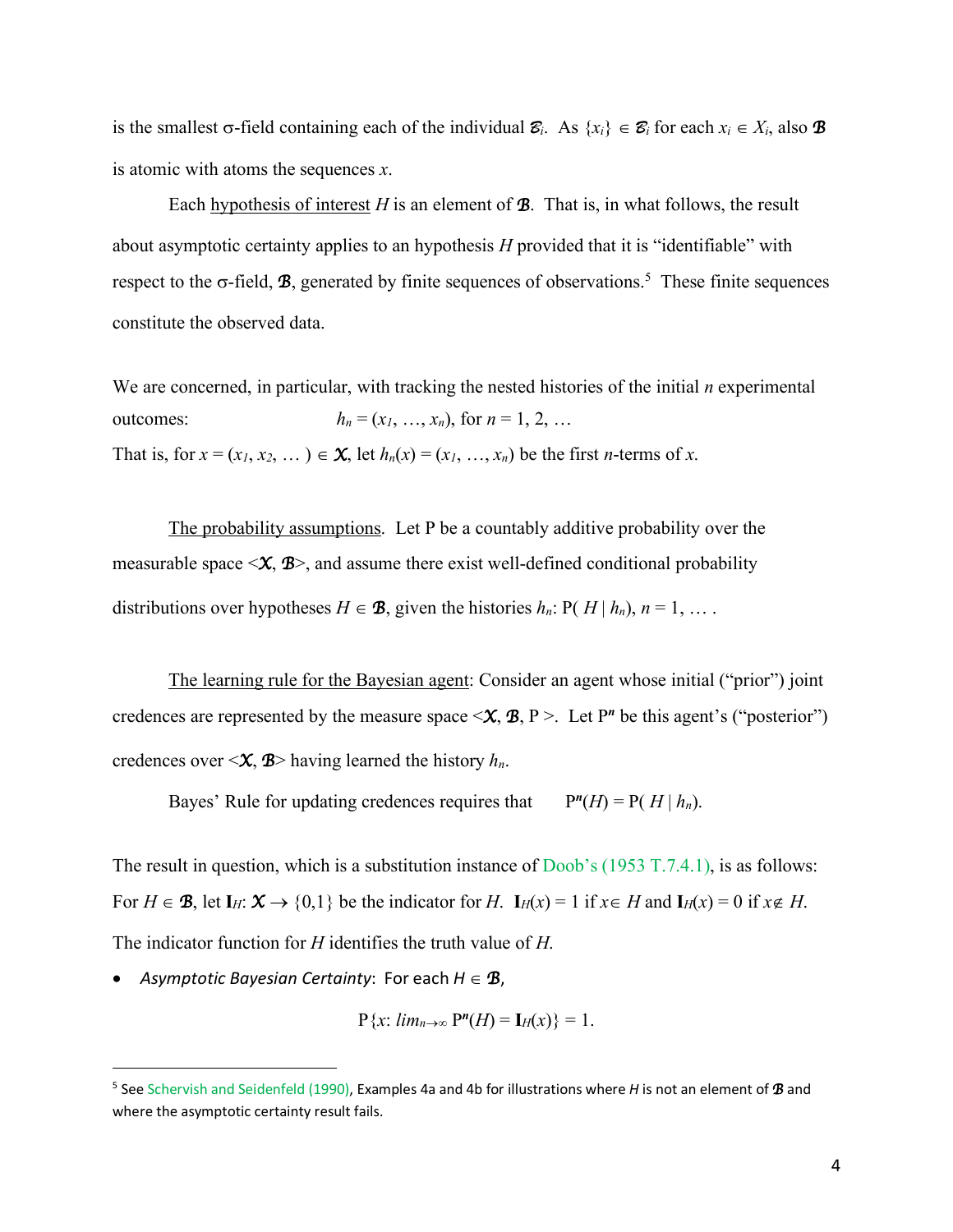is the smallest σ-field containing each of the individual $\mathcal{B}_i$. As $\{x_i\} \in \mathcal{B}_i$ for each $x_i \in X_i$, also $\mathcal{B}$ is atomic with atoms the sequences $x$.

Each <u>hypothesis of interest</u> $H$ is an element of $\mathcal{B}$. That is, in what follows, the result about asymptotic certainty applies to an hypothesis $H$ provided that it is "identifiable" with respect to the σ-field, $\mathcal{B}$, generated by finite sequences of observations.[5] These finite sequences constitute the observed data.

We are concerned, in particular, with tracking the nested histories of the initial $n$ experimental outcomes: $h_n = (x_1, \ldots, x_n)$, for $n = 1, 2, \ldots$

That is, for $x = (x_1, x_2, \ldots) \in \mathcal{X}$, let $h_n(x) = (x_1, \ldots, x_n)$ be the first $n$-terms of $x$.

<u>The probability assumptions</u>. Let P be a countably additive probability over the measurable space $<\mathcal{X}, \mathcal{B}>$, and assume there exist well-defined conditional probability distributions over hypotheses $H \in \mathcal{B}$, given the histories $h_n$: $P(H \mid h_n)$, $n = 1, \ldots$ .

<u>The learning rule for the Bayesian agent</u>: Consider an agent whose initial ("prior") joint credences are represented by the measure space $<\mathcal{X}, \mathcal{B}, P>$. Let $P^n$ be this agent's ("posterior") credences over $<\mathcal{X}, \mathcal{B}>$ having learned the history $h_n$.

Bayes' Rule for updating credences requires that $\quad P^n(H) = P(H \mid h_n)$.

The result in question, which is a substitution instance of Doob's (1953 T.7.4.1), is as follows: For $H \in \mathcal{B}$, let $\mathbf{I}_H: \mathcal{X} \rightarrow \{0,1\}$ be the indicator for $H$. $\mathbf{I}_H(x) = 1$ if $x \in H$ and $\mathbf{I}_H(x) = 0$ if $x \notin H$. The indicator function for $H$ identifies the truth value of $H$.

- *Asymptotic Bayesian Certainty*: For each $H \in \mathcal{B}$,

$$P\{x: \lim_{n\rightarrow\infty} P^n(H) = \mathbf{I}_H(x)\} = 1.$$

[5] See Schervish and Seidenfeld (1990), Examples 4a and 4b for illustrations where $H$ is not an element of $\mathcal{B}$ and where the asymptotic certainty result fails.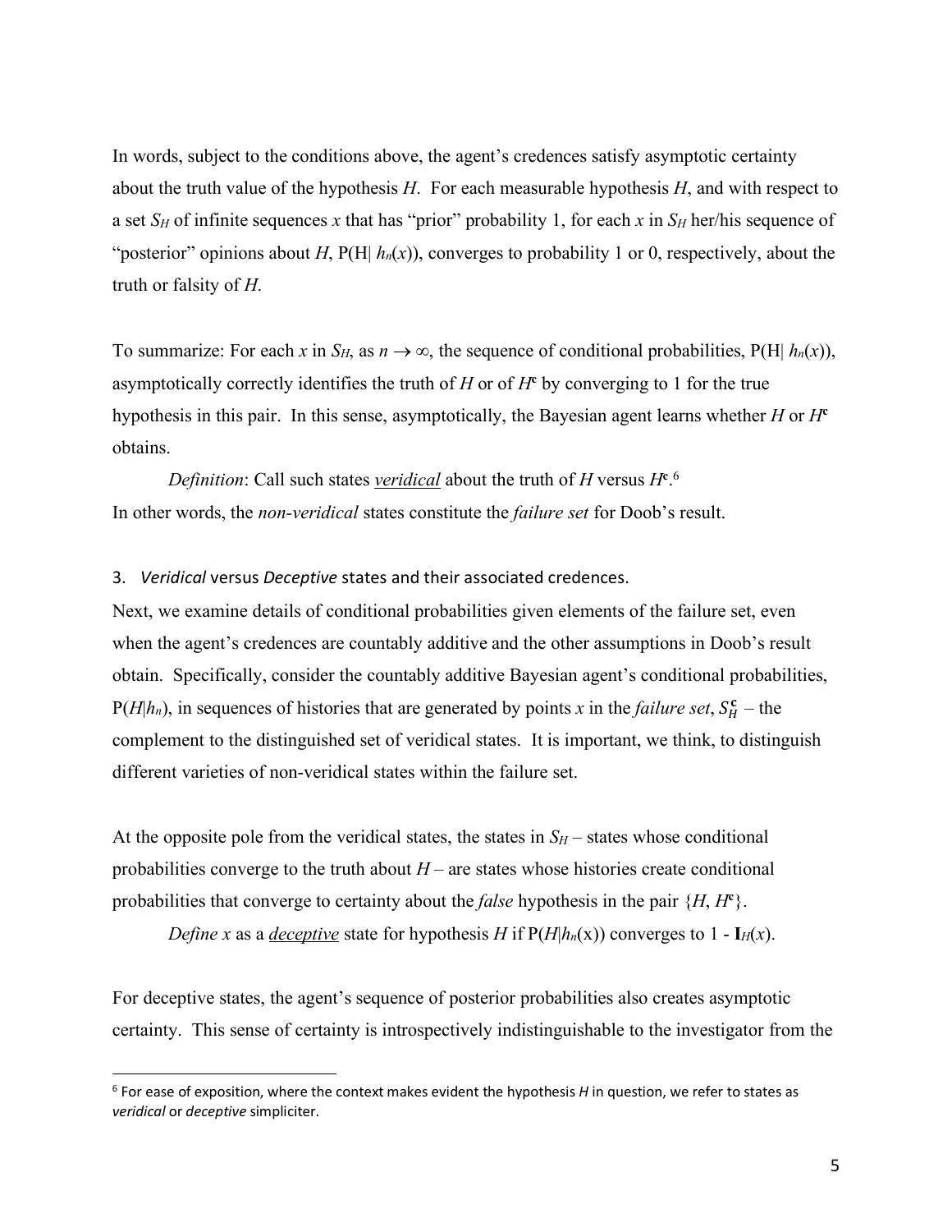In words, subject to the conditions above, the agent's credences satisfy asymptotic certainty about the truth value of the hypothesis $H$. For each measurable hypothesis $H$, and with respect to a set $S_H$ of infinite sequences $x$ that has "prior" probability 1, for each $x$ in $S_H$ her/his sequence of "posterior" opinions about $H$, $P(H| h_n(x))$, converges to probability 1 or 0, respectively, about the truth or falsity of $H$.

To summarize: For each $x$ in $S_H$, as $n \to \infty$, the sequence of conditional probabilities, $P(H| h_n(x))$, asymptotically correctly identifies the truth of $H$ or of $H^c$ by converging to 1 for the true hypothesis in this pair. In this sense, asymptotically, the Bayesian agent learns whether $H$ or $H^c$ obtains.

*Definition*: Call such states *veridical* about the truth of $H$ versus $H^c$.[6]

In other words, the *non-veridical* states constitute the *failure set* for Doob's result.

## 3. *Veridical* versus *Deceptive* states and their associated credences.

Next, we examine details of conditional probabilities given elements of the failure set, even when the agent's credences are countably additive and the other assumptions in Doob's result obtain. Specifically, consider the countably additive Bayesian agent's conditional probabilities, $P(H|h_n)$, in sequences of histories that are generated by points $x$ in the *failure set*, $S_H^c$ – the complement to the distinguished set of veridical states. It is important, we think, to distinguish different varieties of non-veridical states within the failure set.

At the opposite pole from the veridical states, the states in $S_H$ – states whose conditional probabilities converge to the truth about $H$ – are states whose histories create conditional probabilities that converge to certainty about the *false* hypothesis in the pair $\{H, H^c\}$.

*Define $x$ as a* *deceptive* *state for hypothesis $H$ if $P(H|h_n(x))$ converges to $1 - \mathbf{I}_H(x)$.*

For deceptive states, the agent's sequence of posterior probabilities also creates asymptotic certainty. This sense of certainty is introspectively indistinguishable to the investigator from the

[6] For ease of exposition, where the context makes evident the hypothesis $H$ in question, we refer to states as *veridical* or *deceptive* simpliciter.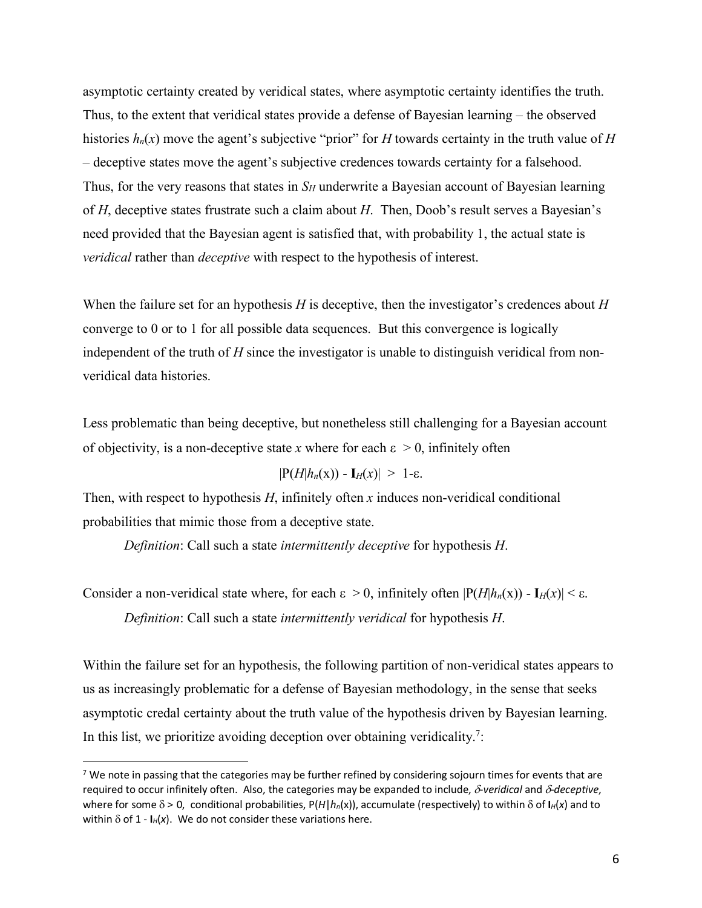asymptotic certainty created by veridical states, where asymptotic certainty identifies the truth. Thus, to the extent that veridical states provide a defense of Bayesian learning – the observed histories $h_n(x)$ move the agent's subjective "prior" for $H$ towards certainty in the truth value of $H$ – deceptive states move the agent's subjective credences towards certainty for a falsehood. Thus, for the very reasons that states in $S_H$ underwrite a Bayesian account of Bayesian learning of $H$, deceptive states frustrate such a claim about $H$. Then, Doob's result serves a Bayesian's need provided that the Bayesian agent is satisfied that, with probability 1, the actual state is *veridical* rather than *deceptive* with respect to the hypothesis of interest.

When the failure set for an hypothesis $H$ is deceptive, then the investigator's credences about $H$ converge to 0 or to 1 for all possible data sequences. But this convergence is logically independent of the truth of $H$ since the investigator is unable to distinguish veridical from non-veridical data histories.

Less problematic than being deceptive, but nonetheless still challenging for a Bayesian account of objectivity, is a non-deceptive state $x$ where for each $\varepsilon > 0$, infinitely often

$$|P(H|h_n(x)) - \mathbf{I}_H(x)| > 1-\varepsilon.$$

Then, with respect to hypothesis $H$, infinitely often $x$ induces non-veridical conditional probabilities that mimic those from a deceptive state.

*Definition*: Call such a state *intermittently deceptive* for hypothesis $H$.

Consider a non-veridical state where, for each $\varepsilon > 0$, infinitely often $|P(H|h_n(x)) - \mathbf{I}_H(x)| < \varepsilon$.

*Definition*: Call such a state *intermittently veridical* for hypothesis $H$.

Within the failure set for an hypothesis, the following partition of non-veridical states appears to us as increasingly problematic for a defense of Bayesian methodology, in the sense that seeks asymptotic credal certainty about the truth value of the hypothesis driven by Bayesian learning. In this list, we prioritize avoiding deception over obtaining veridicality.[7]:

[7] We note in passing that the categories may be further refined by considering sojourn times for events that are required to occur infinitely often. Also, the categories may be expanded to include, $\delta$*-veridical* and $\delta$*-deceptive*, where for some $\delta > 0$, conditional probabilities, $P(H|h_n(x))$, accumulate (respectively) to within $\delta$ of $\mathbf{I}_H(x)$ and to within $\delta$ of $1 - \mathbf{I}_H(x)$. We do not consider these variations here.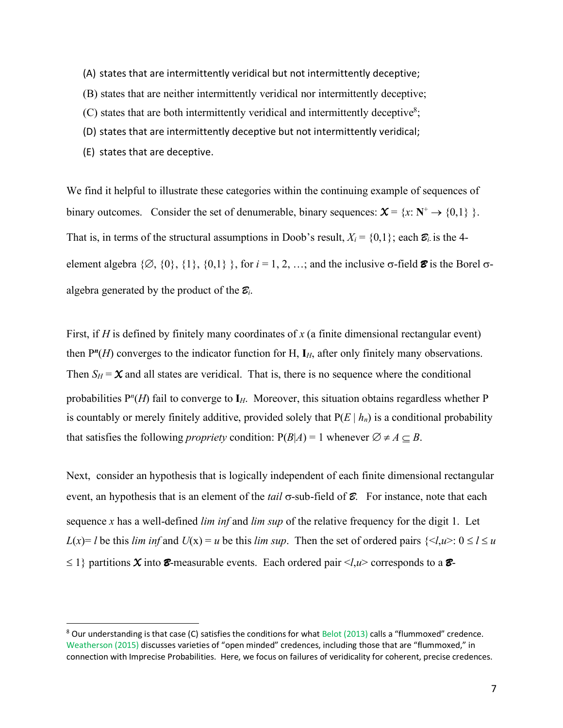(A) states that are intermittently veridical but not intermittently deceptive;

(B) states that are neither intermittently veridical nor intermittently deceptive;

(C) states that are both intermittently veridical and intermittently deceptive[8];

(D) states that are intermittently deceptive but not intermittently veridical;

(E) states that are deceptive.

We find it helpful to illustrate these categories within the continuing example of sequences of binary outcomes. Consider the set of denumerable, binary sequences: $\boldsymbol{\mathcal{X}} = \{x: \mathbf{N}^+ \rightarrow \{0,1\}\}$. That is, in terms of the structural assumptions in Doob's result, $X_i = \{0,1\}$; each $\mathcal{B}_i$ is the 4-element algebra $\{\varnothing, \{0\}, \{1\}, \{0,1\}\}$, for $i = 1, 2, \ldots$; and the inclusive σ-field $\boldsymbol{\mathcal{B}}$ is the Borel σ-algebra generated by the product of the $\mathcal{B}_i$.

First, if $H$ is defined by finitely many coordinates of $x$ (a finite dimensional rectangular event) then $P^n(H)$ converges to the indicator function for H, $\mathbf{I}_H$, after only finitely many observations. Then $S_H = \boldsymbol{\mathcal{X}}$ and all states are veridical. That is, there is no sequence where the conditional probabilities $P^n(H)$ fail to converge to $\mathbf{I}_H$. Moreover, this situation obtains regardless whether P is countably or merely finitely additive, provided solely that $P(E \mid h_n)$ is a conditional probability that satisfies the following *propriety* condition: $P(B|A) = 1$ whenever $\varnothing \neq A \subseteq B$.

Next, consider an hypothesis that is logically independent of each finite dimensional rectangular event, an hypothesis that is an element of the *tail* σ-sub-field of $\mathcal{B}$. For instance, note that each sequence $x$ has a well-defined *lim inf* and *lim sup* of the relative frequency for the digit 1. Let $L(x) = l$ be this *lim inf* and $U(x) = u$ be this *lim sup*. Then the set of ordered pairs $\{<l,u>: 0 \leq l \leq u \leq 1\}$ partitions $\boldsymbol{\mathcal{X}}$ into $\boldsymbol{\mathcal{B}}$-measurable events. Each ordered pair $<l,u>$ corresponds to a $\boldsymbol{\mathcal{B}}$-

[8] Our understanding is that case (C) satisfies the conditions for what Belot (2013) calls a "flummoxed" credence. Weatherson (2015) discusses varieties of "open minded" credences, including those that are "flummoxed," in connection with Imprecise Probabilities. Here, we focus on failures of veridicality for coherent, precise credences.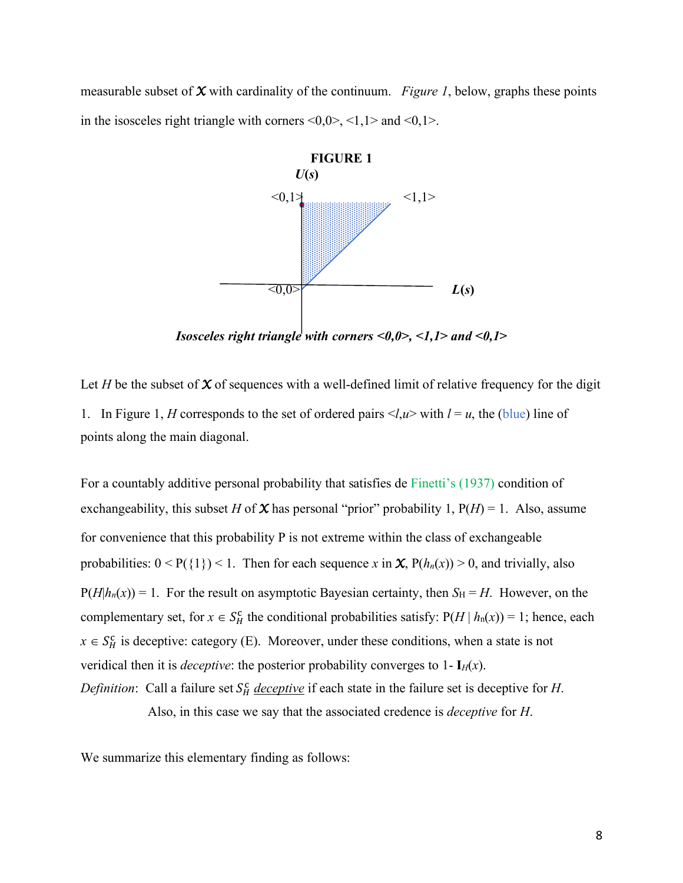measurable subset of $\mathcal{X}$ with cardinality of the continuum. *Figure 1*, below, graphs these points in the isosceles right triangle with corners <0,0>, <1,1> and <0,1>.

**FIGURE 1**

***Isosceles right triangle with corners <0,0>, <1,1> and <0,1>***

Let $H$ be the subset of $\mathcal{X}$ of sequences with a well-defined limit of relative frequency for the digit 1. In Figure 1, $H$ corresponds to the set of ordered pairs $<l,u>$ with $l = u$, the (blue) line of points along the main diagonal.

For a countably additive personal probability that satisfies de Finetti's (1937) condition of exchangeability, this subset $H$ of $\mathcal{X}$ has personal "prior" probability 1, $P(H) = 1$. Also, assume for convenience that this probability P is not extreme within the class of exchangeable probabilities: $0 < P(\{1\}) < 1$. Then for each sequence $x$ in $\mathcal{X}$, $P(h_n(x)) > 0$, and trivially, also $P(H|h_n(x)) = 1$. For the result on asymptotic Bayesian certainty, then $S_H = H$. However, on the complementary set, for $x \in S_H^c$ the conditional probabilities satisfy: $P(H \mid h_n(x)) = 1$; hence, each $x \in S_H^c$ is deceptive: category (E). Moreover, under these conditions, when a state is not veridical then it is *deceptive*: the posterior probability converges to $1 - \mathbf{I}_H(x)$.

*Definition*: Call a failure set $S_H^c$ *deceptive* if each state in the failure set is deceptive for $H$. Also, in this case we say that the associated credence is *deceptive* for $H$.

We summarize this elementary finding as follows: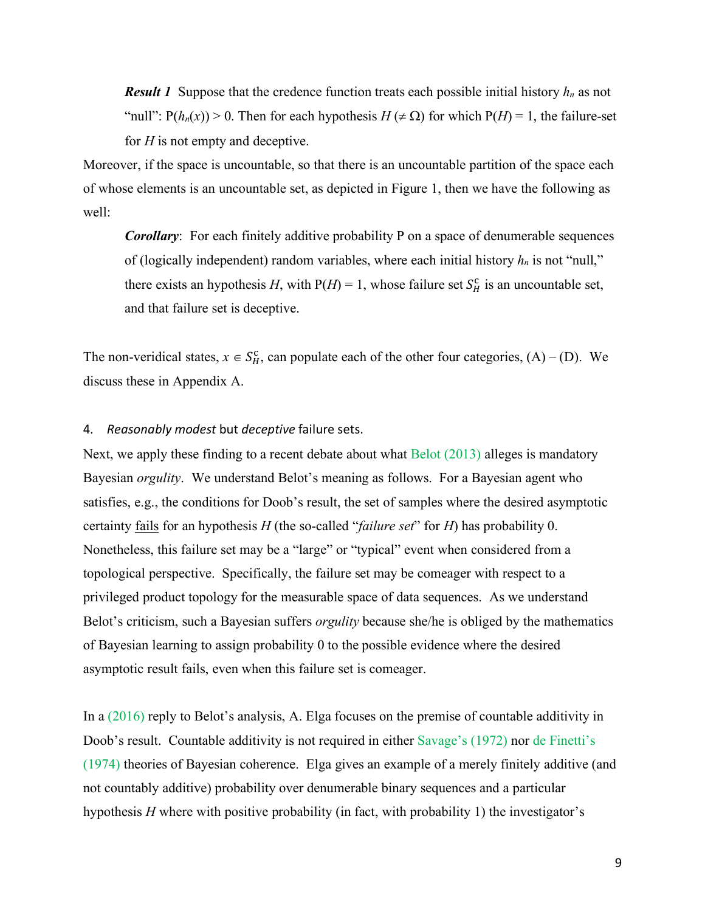***Result 1*** Suppose that the credence function treats each possible initial history $h_n$ as not "null": $P(h_n(x)) > 0$. Then for each hypothesis $H$ ($\neq \Omega$) for which $P(H) = 1$, the failure-set for $H$ is not empty and deceptive.

Moreover, if the space is uncountable, so that there is an uncountable partition of the space each of whose elements is an uncountable set, as depicted in Figure 1, then we have the following as well:

***Corollary***: For each finitely additive probability P on a space of denumerable sequences of (logically independent) random variables, where each initial history $h_n$ is not "null," there exists an hypothesis $H$, with $P(H) = 1$, whose failure set $S_H^c$ is an uncountable set, and that failure set is deceptive.

The non-veridical states, $x \in S_H^c$, can populate each of the other four categories, (A) – (D). We discuss these in Appendix A.

4. *Reasonably modest* but *deceptive* failure sets.

Next, we apply these finding to a recent debate about what Belot (2013) alleges is mandatory Bayesian *orgulity*. We understand Belot's meaning as follows. For a Bayesian agent who satisfies, e.g., the conditions for Doob's result, the set of samples where the desired asymptotic certainty fails for an hypothesis $H$ (the so-called "*failure set*" for $H$) has probability 0. Nonetheless, this failure set may be a "large" or "typical" event when considered from a topological perspective. Specifically, the failure set may be comeager with respect to a privileged product topology for the measurable space of data sequences. As we understand Belot's criticism, such a Bayesian suffers *orgulity* because she/he is obliged by the mathematics of Bayesian learning to assign probability 0 to the possible evidence where the desired asymptotic result fails, even when this failure set is comeager.

In a (2016) reply to Belot's analysis, A. Elga focuses on the premise of countable additivity in Doob's result. Countable additivity is not required in either Savage's (1972) nor de Finetti's (1974) theories of Bayesian coherence. Elga gives an example of a merely finitely additive (and not countably additive) probability over denumerable binary sequences and a particular hypothesis $H$ where with positive probability (in fact, with probability 1) the investigator's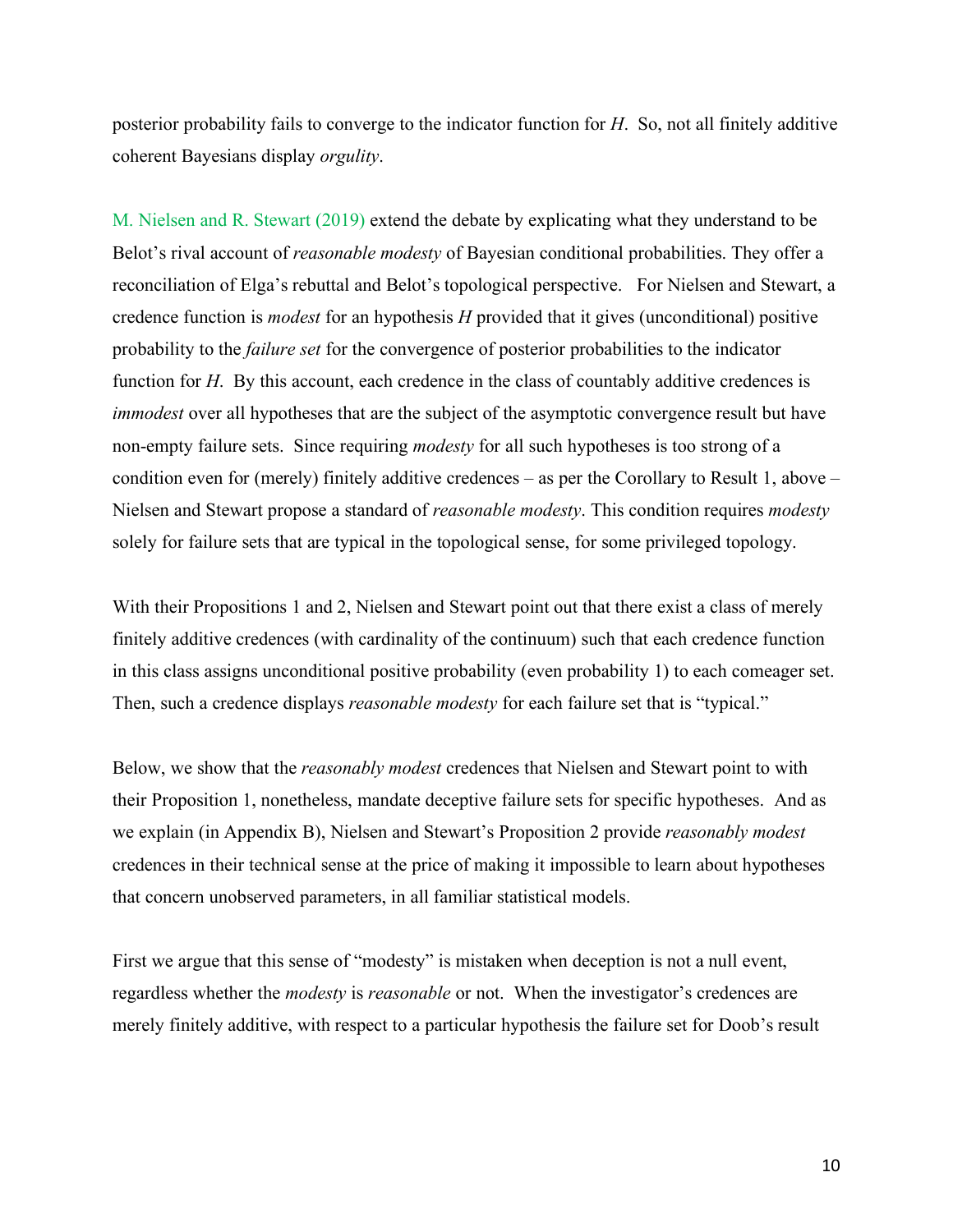posterior probability fails to converge to the indicator function for *H*. So, not all finitely additive coherent Bayesians display *orgulity*.

M. Nielsen and R. Stewart (2019) extend the debate by explicating what they understand to be Belot's rival account of *reasonable modesty* of Bayesian conditional probabilities. They offer a reconciliation of Elga's rebuttal and Belot's topological perspective. For Nielsen and Stewart, a credence function is *modest* for an hypothesis *H* provided that it gives (unconditional) positive probability to the *failure set* for the convergence of posterior probabilities to the indicator function for *H*. By this account, each credence in the class of countably additive credences is *immodest* over all hypotheses that are the subject of the asymptotic convergence result but have non-empty failure sets. Since requiring *modesty* for all such hypotheses is too strong of a condition even for (merely) finitely additive credences – as per the Corollary to Result 1, above – Nielsen and Stewart propose a standard of *reasonable modesty*. This condition requires *modesty* solely for failure sets that are typical in the topological sense, for some privileged topology.

With their Propositions 1 and 2, Nielsen and Stewart point out that there exist a class of merely finitely additive credences (with cardinality of the continuum) such that each credence function in this class assigns unconditional positive probability (even probability 1) to each comeager set. Then, such a credence displays *reasonable modesty* for each failure set that is "typical."

Below, we show that the *reasonably modest* credences that Nielsen and Stewart point to with their Proposition 1, nonetheless, mandate deceptive failure sets for specific hypotheses. And as we explain (in Appendix B), Nielsen and Stewart's Proposition 2 provide *reasonably modest* credences in their technical sense at the price of making it impossible to learn about hypotheses that concern unobserved parameters, in all familiar statistical models.

First we argue that this sense of "modesty" is mistaken when deception is not a null event, regardless whether the *modesty* is *reasonable* or not. When the investigator's credences are merely finitely additive, with respect to a particular hypothesis the failure set for Doob's result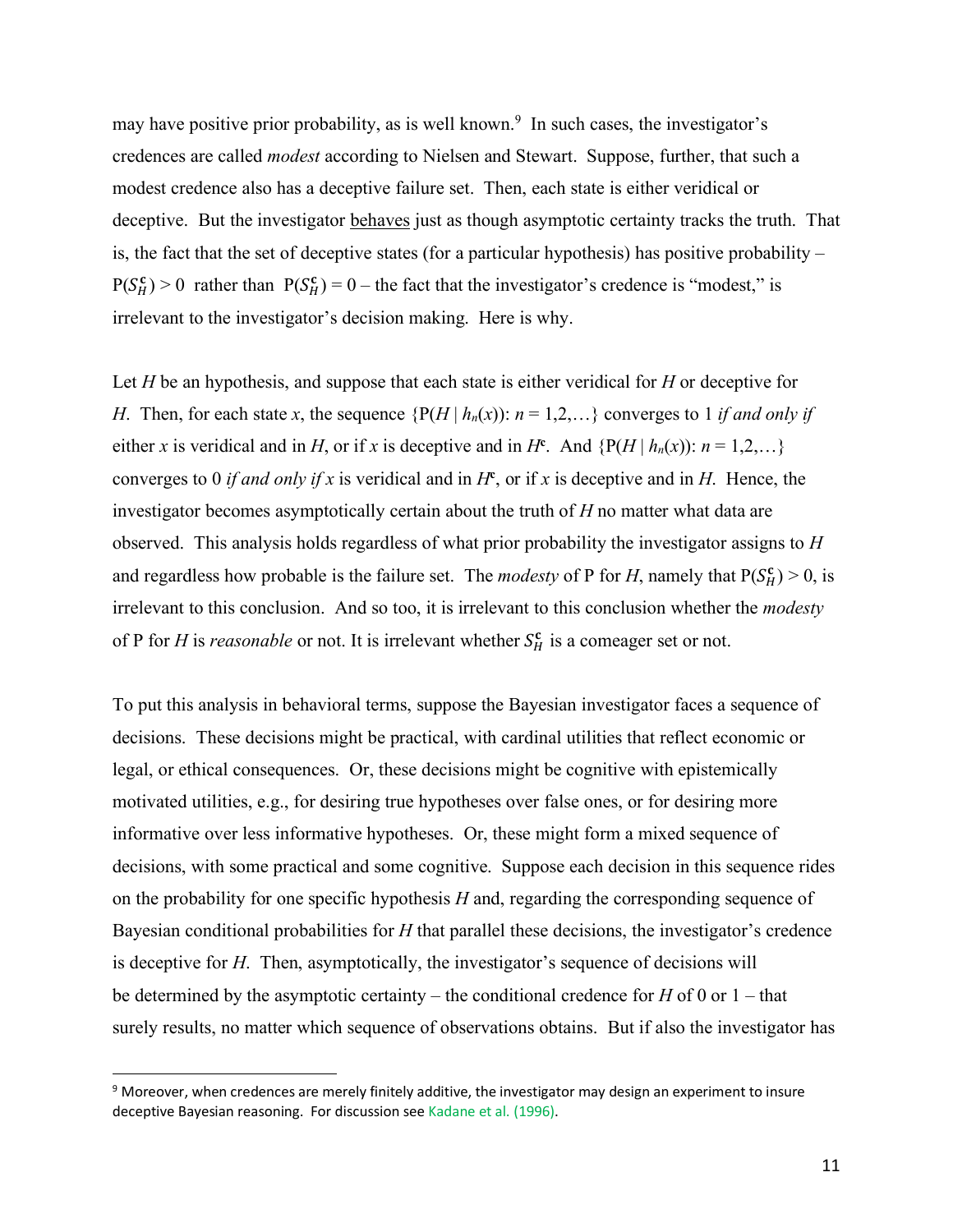may have positive prior probability, as is well known.[9] In such cases, the investigator's credences are called *modest* according to Nielsen and Stewart. Suppose, further, that such a modest credence also has a deceptive failure set. Then, each state is either veridical or deceptive. But the investigator behaves just as though asymptotic certainty tracks the truth. That is, the fact that the set of deceptive states (for a particular hypothesis) has positive probability – $\mathrm{P}(S_H^{\mathbf{c}}) > 0$ rather than $\mathrm{P}(S_H^{\mathbf{c}}) = 0$ – the fact that the investigator's credence is "modest," is irrelevant to the investigator's decision making. Here is why.

Let $H$ be an hypothesis, and suppose that each state is either veridical for $H$ or deceptive for $H$. Then, for each state $x$, the sequence $\{\mathrm{P}(H \mid h_n(x)) \colon n = 1,2,\ldots\}$ converges to 1 *if and only if* either $x$ is veridical and in $H$, or if $x$ is deceptive and in $H^{\mathbf{c}}$. And $\{\mathrm{P}(H \mid h_n(x)) \colon n = 1,2,\ldots\}$ converges to 0 *if and only if* $x$ is veridical and in $H^{\mathbf{c}}$, or if $x$ is deceptive and in $H$. Hence, the investigator becomes asymptotically certain about the truth of $H$ no matter what data are observed. This analysis holds regardless of what prior probability the investigator assigns to $H$ and regardless how probable is the failure set. The *modesty* of P for $H$, namely that $\mathrm{P}(S_H^{\mathbf{c}}) > 0$, is irrelevant to this conclusion. And so too, it is irrelevant to this conclusion whether the *modesty* of P for $H$ is *reasonable* or not. It is irrelevant whether $S_H^{\mathbf{c}}$ is a comeager set or not.

To put this analysis in behavioral terms, suppose the Bayesian investigator faces a sequence of decisions. These decisions might be practical, with cardinal utilities that reflect economic or legal, or ethical consequences. Or, these decisions might be cognitive with epistemically motivated utilities, e.g., for desiring true hypotheses over false ones, or for desiring more informative over less informative hypotheses. Or, these might form a mixed sequence of decisions, with some practical and some cognitive. Suppose each decision in this sequence rides on the probability for one specific hypothesis $H$ and, regarding the corresponding sequence of Bayesian conditional probabilities for $H$ that parallel these decisions, the investigator's credence is deceptive for $H$. Then, asymptotically, the investigator's sequence of decisions will be determined by the asymptotic certainty – the conditional credence for $H$ of 0 or 1 – that surely results, no matter which sequence of observations obtains. But if also the investigator has

[9] Moreover, when credences are merely finitely additive, the investigator may design an experiment to insure deceptive Bayesian reasoning. For discussion see Kadane et al. (1996).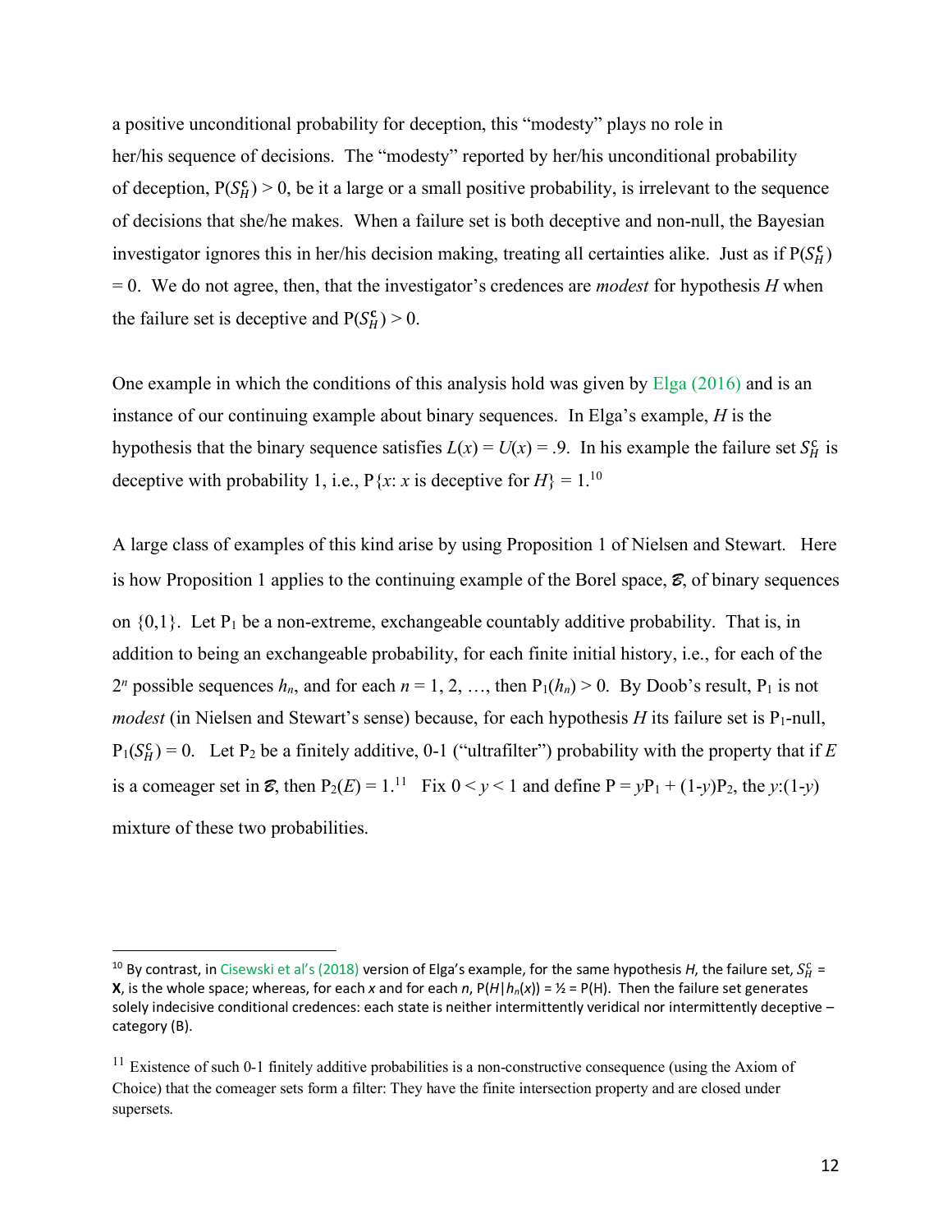a positive unconditional probability for deception, this "modesty" plays no role in her/his sequence of decisions. The "modesty" reported by her/his unconditional probability of deception, $P(S_H^{\mathbf{c}}) > 0$, be it a large or a small positive probability, is irrelevant to the sequence of decisions that she/he makes. When a failure set is both deceptive and non-null, the Bayesian investigator ignores this in her/his decision making, treating all certainties alike. Just as if $P(S_H^{\mathbf{c}}) = 0$. We do not agree, then, that the investigator's credences are *modest* for hypothesis $H$ when the failure set is deceptive and $P(S_H^{\mathbf{c}}) > 0$.

One example in which the conditions of this analysis hold was given by Elga (2016) and is an instance of our continuing example about binary sequences. In Elga's example, $H$ is the hypothesis that the binary sequence satisfies $L(x) = U(x) = .9$. In his example the failure set $S_H^{\mathbf{c}}$ is deceptive with probability 1, i.e., $P\{x\text{: } x \text{ is deceptive for } H\} = 1$.[10]

A large class of examples of this kind arise by using Proposition 1 of Nielsen and Stewart. Here is how Proposition 1 applies to the continuing example of the Borel space, $\mathcal{B}$, of binary sequences on $\{0,1\}$. Let $P_1$ be a non-extreme, exchangeable countably additive probability. That is, in addition to being an exchangeable probability, for each finite initial history, i.e., for each of the $2^n$ possible sequences $h_n$, and for each $n = 1, 2, \ldots$, then $P_1(h_n) > 0$. By Doob's result, $P_1$ is not *modest* (in Nielsen and Stewart's sense) because, for each hypothesis $H$ its failure set is $P_1$-null, $P_1(S_H^{\mathbf{c}}) = 0$. Let $P_2$ be a finitely additive, 0-1 ("ultrafilter") probability with the property that if $E$ is a comeager set in $\mathcal{B}$, then $P_2(E) = 1$.[11] Fix $0 < y < 1$ and define $P = yP_1 + (1\text{-}y)P_2$, the $y$:(1-$y$) mixture of these two probabilities.

---

[10] By contrast, in Cisewski et al's (2018) version of Elga's example, for the same hypothesis $H$, the failure set, $S_H^{\mathbf{c}} = \mathbf{X}$, is the whole space; whereas, for each $x$ and for each $n$, $P(H|h_n(x)) = ½ = P(H)$. Then the failure set generates solely indecisive conditional credences: each state is neither intermittently veridical nor intermittently deceptive – category (B).

[11] Existence of such 0-1 finitely additive probabilities is a non-constructive consequence (using the Axiom of Choice) that the comeager sets form a filter: They have the finite intersection property and are closed under supersets.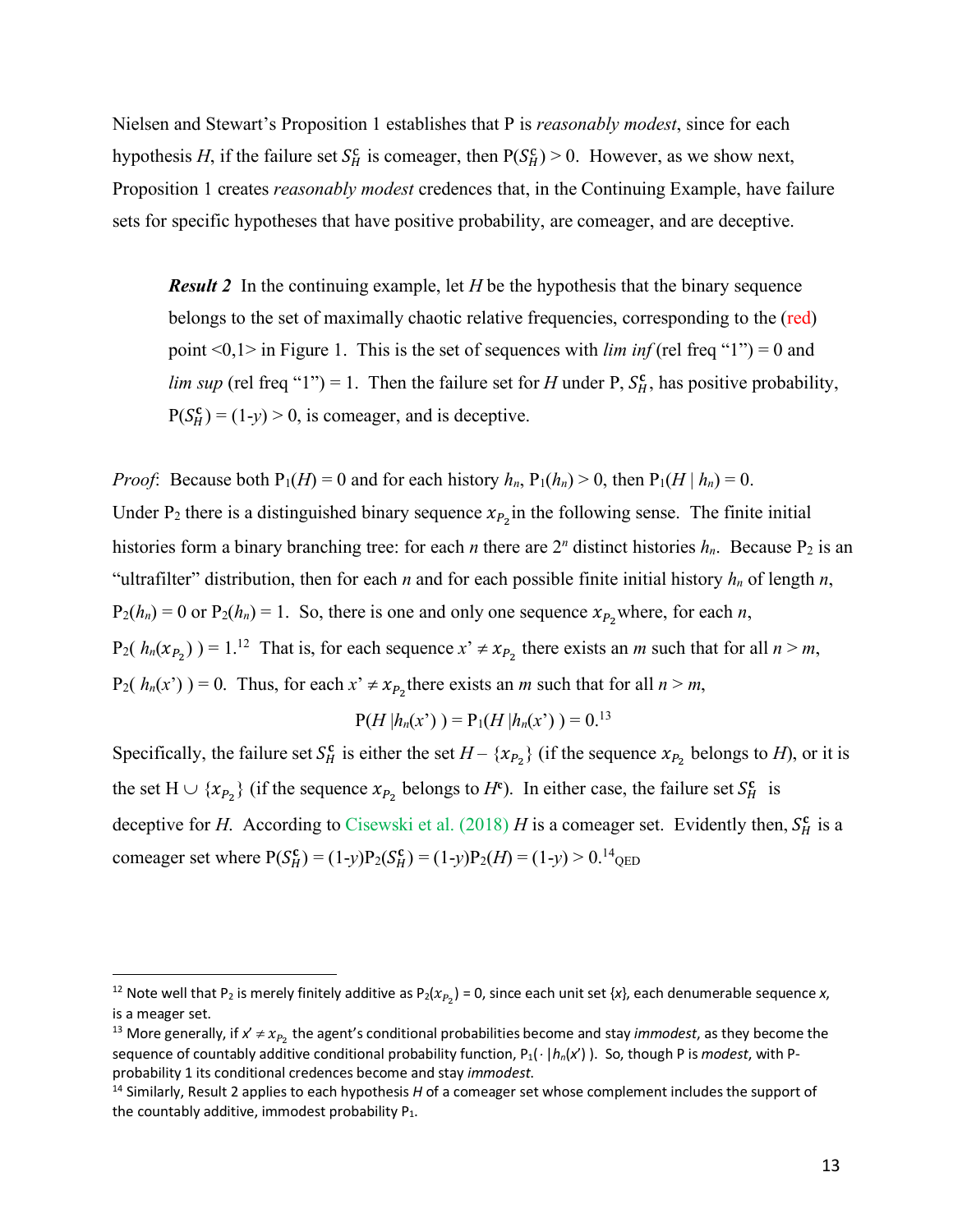Nielsen and Stewart's Proposition 1 establishes that P is *reasonably modest*, since for each hypothesis $H$, if the failure set $S_H^{\mathbf{c}}$ is comeager, then $P(S_H^{\mathbf{c}}) > 0$. However, as we show next, Proposition 1 creates *reasonably modest* credences that, in the Continuing Example, have failure sets for specific hypotheses that have positive probability, are comeager, and are deceptive.

> ***Result 2*** In the continuing example, let $H$ be the hypothesis that the binary sequence belongs to the set of maximally chaotic relative frequencies, corresponding to the (red) point <0,1> in Figure 1. This is the set of sequences with *lim inf* (rel freq "1") = 0 and *lim sup* (rel freq "1") = 1. Then the failure set for $H$ under P, $S_H^{\mathbf{c}}$, has positive probability, $P(S_H^{\mathbf{c}}) = (1\text{-}y) > 0$, is comeager, and is deceptive.

*Proof*: Because both $P_1(H) = 0$ and for each history $h_n$, $P_1(h_n) > 0$, then $P_1(H \mid h_n) = 0$. Under $P_2$ there is a distinguished binary sequence $x_{P_2}$ in the following sense. The finite initial histories form a binary branching tree: for each $n$ there are $2^n$ distinct histories $h_n$. Because $P_2$ is an "ultrafilter" distribution, then for each $n$ and for each possible finite initial history $h_n$ of length $n$, $P_2(h_n) = 0$ or $P_2(h_n) = 1$. So, there is one and only one sequence $x_{P_2}$ where, for each $n$, $P_2(\, h_n(x_{P_2})\,) = 1$.[12] That is, for each sequence $x' \neq x_{P_2}$ there exists an $m$ such that for all $n > m$, $P_2(\, h_n(x')\,) = 0$. Thus, for each $x' \neq x_{P_2}$ there exists an $m$ such that for all $n > m$,

$$P(H \mid h_n(x')\,) = P_1(H \mid h_n(x')\,) = 0.^{13}$$

Specifically, the failure set $S_H^{\mathbf{c}}$ is either the set $H - \{x_{P_2}\}$ (if the sequence $x_{P_2}$ belongs to $H$), or it is the set $H \cup \{x_{P_2}\}$ (if the sequence $x_{P_2}$ belongs to $H^c$). In either case, the failure set $S_H^{\mathbf{c}}$ is deceptive for $H$. According to Cisewski et al. (2018) $H$ is a comeager set. Evidently then, $S_H^{\mathbf{c}}$ is a comeager set where $P(S_H^{\mathbf{c}}) = (1\text{-}y)P_2(S_H^{\mathbf{c}}) = (1\text{-}y)P_2(H) = (1\text{-}y) > 0$.[14] QED

---

[12] Note well that $P_2$ is merely finitely additive as $P_2(x_{P_2}) = 0$, since each unit set $\{x\}$, each denumerable sequence $x$, is a meager set.

[13] More generally, if $x' \neq x_{P_2}$ the agent's conditional probabilities become and stay *immodest*, as they become the sequence of countably additive conditional probability function, $P_1(\cdot \mid h_n(x')\,)$. So, though P is *modest*, with P-probability 1 its conditional credences become and stay *immodest*.

[14] Similarly, Result 2 applies to each hypothesis $H$ of a comeager set whose complement includes the support of the countably additive, immodest probability $P_1$.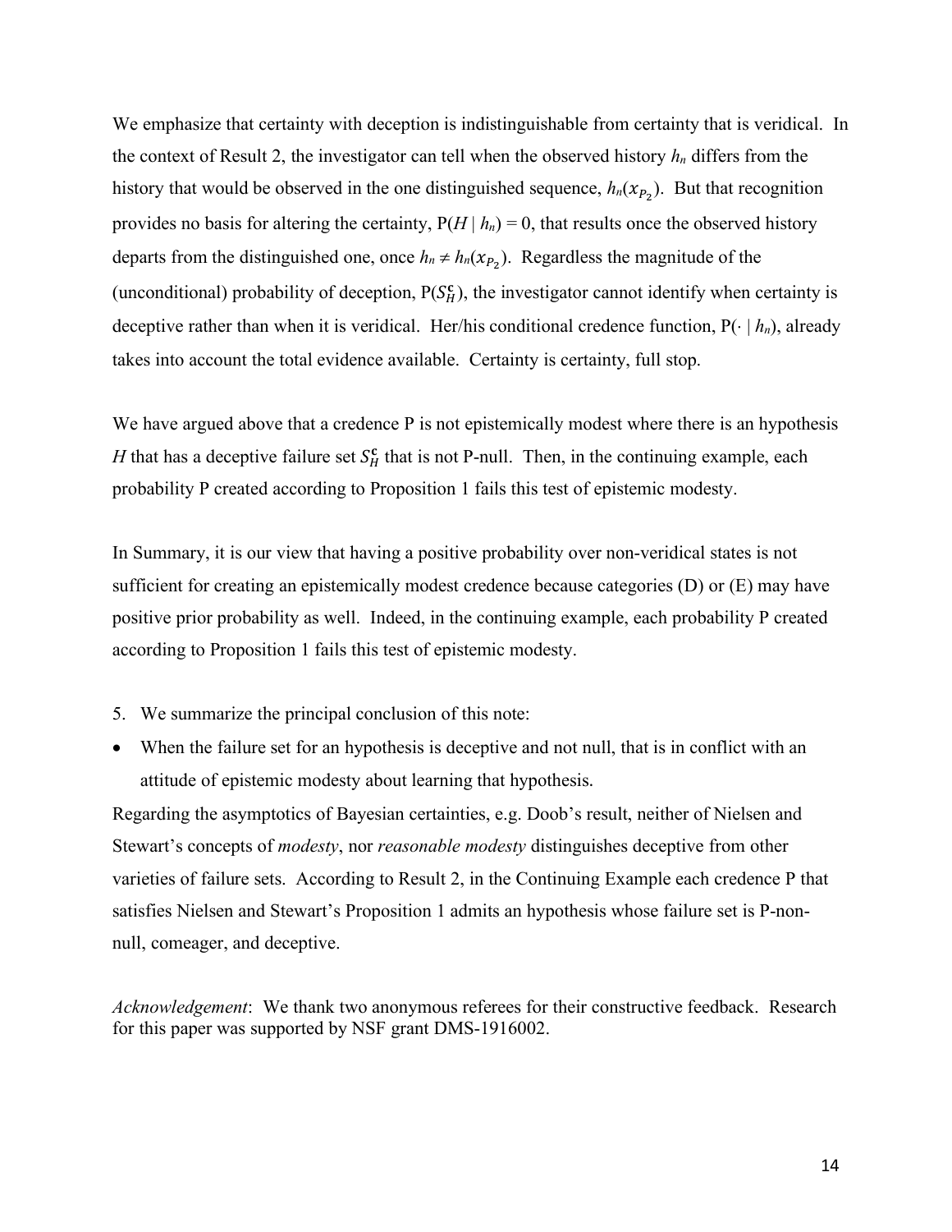We emphasize that certainty with deception is indistinguishable from certainty that is veridical. In the context of Result 2, the investigator can tell when the observed history $h_n$ differs from the history that would be observed in the one distinguished sequence, $h_n(x_{P_2})$. But that recognition provides no basis for altering the certainty, $P(H \mid h_n) = 0$, that results once the observed history departs from the distinguished one, once $h_n \neq h_n(x_{P_2})$. Regardless the magnitude of the (unconditional) probability of deception, $P(S_H^{\mathbf{c}})$, the investigator cannot identify when certainty is deceptive rather than when it is veridical. Her/his conditional credence function, $P(\cdot \mid h_n)$, already takes into account the total evidence available. Certainty is certainty, full stop.

We have argued above that a credence P is not epistemically modest where there is an hypothesis $H$ that has a deceptive failure set $S_H^{\mathbf{c}}$ that is not P-null. Then, in the continuing example, each probability P created according to Proposition 1 fails this test of epistemic modesty.

In Summary, it is our view that having a positive probability over non-veridical states is not sufficient for creating an epistemically modest credence because categories (D) or (E) may have positive prior probability as well. Indeed, in the continuing example, each probability P created according to Proposition 1 fails this test of epistemic modesty.

5. We summarize the principal conclusion of this note:

- When the failure set for an hypothesis is deceptive and not null, that is in conflict with an attitude of epistemic modesty about learning that hypothesis.

Regarding the asymptotics of Bayesian certainties, e.g. Doob's result, neither of Nielsen and Stewart's concepts of *modesty*, nor *reasonable modesty* distinguishes deceptive from other varieties of failure sets. According to Result 2, in the Continuing Example each credence P that satisfies Nielsen and Stewart's Proposition 1 admits an hypothesis whose failure set is P-non-null, comeager, and deceptive.

*Acknowledgement*: We thank two anonymous referees for their constructive feedback. Research for this paper was supported by NSF grant DMS-1916002.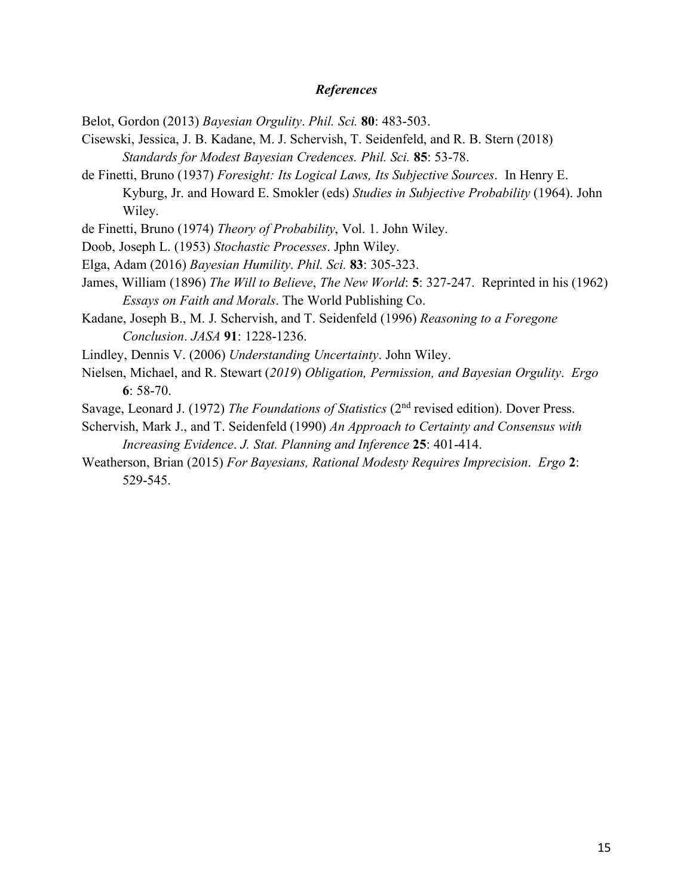### *References*

Belot, Gordon (2013) *Bayesian Orgulity*. *Phil. Sci.* **80**: 483-503.

Cisewski, Jessica, J. B. Kadane, M. J. Schervish, T. Seidenfeld, and R. B. Stern (2018) *Standards for Modest Bayesian Credences. Phil. Sci.* **85**: 53-78.

de Finetti, Bruno (1937) *Foresight: Its Logical Laws, Its Subjective Sources*. In Henry E. Kyburg, Jr. and Howard E. Smokler (eds) *Studies in Subjective Probability* (1964). John Wiley.

de Finetti, Bruno (1974) *Theory of Probability*, Vol. 1. John Wiley.

Doob, Joseph L. (1953) *Stochastic Processes*. Jphn Wiley.

Elga, Adam (2016) *Bayesian Humility*. *Phil. Sci.* **83**: 305-323.

James, William (1896) *The Will to Believe*, *The New World*: **5**: 327-247. Reprinted in his (1962) *Essays on Faith and Morals*. The World Publishing Co.

Kadane, Joseph B., M. J. Schervish, and T. Seidenfeld (1996) *Reasoning to a Foregone Conclusion*. *JASA* **91**: 1228-1236.

Lindley, Dennis V. (2006) *Understanding Uncertainty*. John Wiley.

Nielsen, Michael, and R. Stewart (*2019*) *Obligation, Permission, and Bayesian Orgulity*. *Ergo* **6**: 58-70.

Savage, Leonard J. (1972) *The Foundations of Statistics* (2nd revised edition). Dover Press.

Schervish, Mark J., and T. Seidenfeld (1990) *An Approach to Certainty and Consensus with Increasing Evidence*. *J. Stat. Planning and Inference* **25**: 401-414.

Weatherson, Brian (2015) *For Bayesians, Rational Modesty Requires Imprecision*. *Ergo* **2**: 529-545.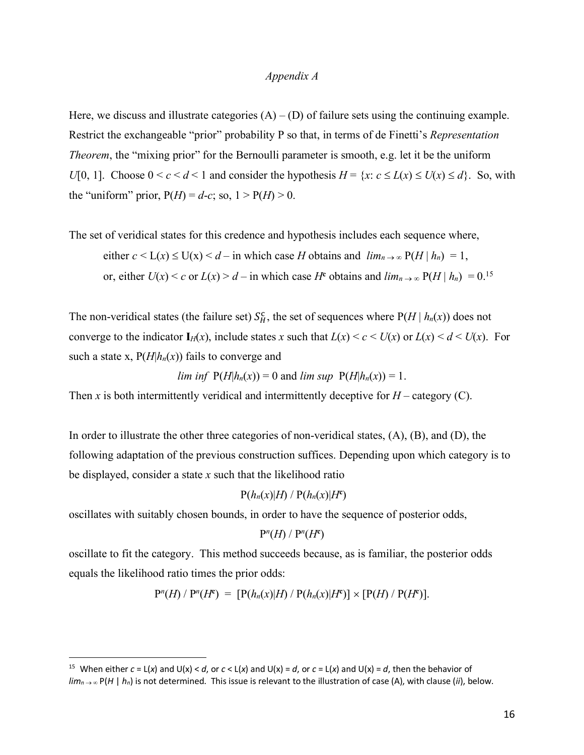*Appendix A*

Here, we discuss and illustrate categories (A) – (D) of failure sets using the continuing example. Restrict the exchangeable "prior" probability P so that, in terms of de Finetti's *Representation Theorem*, the "mixing prior" for the Bernoulli parameter is smooth, e.g. let it be the uniform $U[0, 1]$. Choose $0 < c < d < 1$ and consider the hypothesis $H = \{x: c \leq L(x) \leq U(x) \leq d\}$. So, with the "uniform" prior, $P(H) = d-c$; so, $1 > P(H) > 0$.

The set of veridical states for this credence and hypothesis includes each sequence where,

either $c < L(x) \leq U(x) < d$ – in which case $H$ obtains and $lim_{n\to\infty} P(H \mid h_n) = 1$,

or, either $U(x) < c$ or $L(x) > d$ – in which case $H^c$ obtains and $lim_{n\to\infty} P(H \mid h_n) = 0$.[15]

The non-veridical states (the failure set) $S_H^c$, the set of sequences where $P(H \mid h_n(x))$ does not converge to the indicator $\mathbf{I}_H(x)$, include states $x$ such that $L(x) < c < U(x)$ or $L(x) < d < U(x)$. For such a state x, $P(H|h_n(x))$ fails to converge and

$$lim\ inf\ P(H|h_n(x)) = 0 \text{ and } lim\ sup\ P(H|h_n(x)) = 1.$$

Then $x$ is both intermittently veridical and intermittently deceptive for $H$ – category (C).

In order to illustrate the other three categories of non-veridical states, (A), (B), and (D), the following adaptation of the previous construction suffices. Depending upon which category is to be displayed, consider a state $x$ such that the likelihood ratio

$$P(h_n(x)|H) / P(h_n(x)|H^c)$$

oscillates with suitably chosen bounds, in order to have the sequence of posterior odds,

$$P^n(H) / P^n(H^c)$$

oscillate to fit the category. This method succeeds because, as is familiar, the posterior odds equals the likelihood ratio times the prior odds:

$$P^n(H) / P^n(H^c) = [P(h_n(x)|H) / P(h_n(x)|H^c)] \times [P(H) / P(H^c)].$$

---

[15] When either $c = L(x)$ and $U(x) < d$, or $c < L(x)$ and $U(x) = d$, or $c = L(x)$ and $U(x) = d$, then the behavior of $lim_{n\to\infty} P(H \mid h_n)$ is not determined. This issue is relevant to the illustration of case (A), with clause (*ii*), below.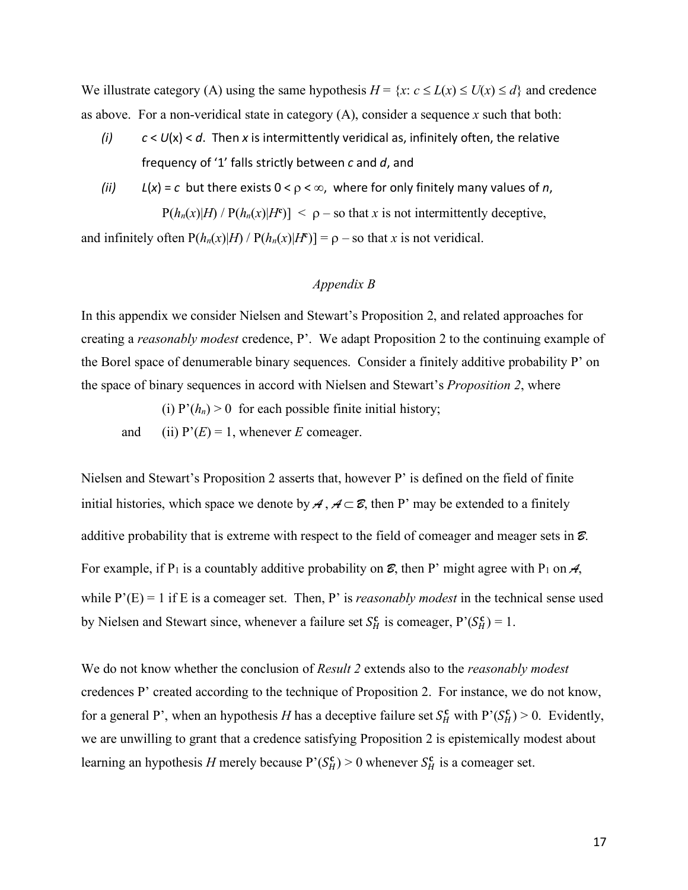We illustrate category (A) using the same hypothesis $H = \{x: c \leq L(x) \leq U(x) \leq d\}$ and credence as above. For a non-veridical state in category (A), consider a sequence $x$ such that both:

*(i)* $c < U(x) < d$. Then $x$ is intermittently veridical as, infinitely often, the relative frequency of '1' falls strictly between $c$ and $d$, and

*(ii)* $L(x) = c$ but there exists $0 < \rho < \infty$, where for only finitely many values of $n$, $P(h_n(x)|H) / P(h_n(x)|H^c)] < \rho$ – so that $x$ is not intermittently deceptive,

and infinitely often $P(h_n(x)|H) / P(h_n(x)|H^c)] = \rho$ – so that $x$ is not veridical.

## *Appendix B*

In this appendix we consider Nielsen and Stewart's Proposition 2, and related approaches for creating a *reasonably modest* credence, P'. We adapt Proposition 2 to the continuing example of the Borel space of denumerable binary sequences. Consider a finitely additive probability P' on the space of binary sequences in accord with Nielsen and Stewart's *Proposition 2*, where

(i) $P'(h_n) > 0$ for each possible finite initial history;

and (ii) $P'(E) = 1$, whenever $E$ comeager.

Nielsen and Stewart's Proposition 2 asserts that, however P' is defined on the field of finite initial histories, which space we denote by $\mathcal{A}$, $\mathcal{A} \subset \mathcal{B}$, then P' may be extended to a finitely additive probability that is extreme with respect to the field of comeager and meager sets in $\mathcal{B}$. For example, if $P_1$ is a countably additive probability on $\mathcal{B}$, then P' might agree with $P_1$ on $\mathcal{A}$, while $P'(E) = 1$ if E is a comeager set. Then, P' is *reasonably modest* in the technical sense used by Nielsen and Stewart since, whenever a failure set $S_H^{\mathbf{c}}$ is comeager, $P'(S_H^{\mathbf{c}}) = 1$.

We do not know whether the conclusion of *Result 2* extends also to the *reasonably modest* credences P' created according to the technique of Proposition 2. For instance, we do not know, for a general P', when an hypothesis $H$ has a deceptive failure set $S_H^{\mathbf{c}}$ with $P'(S_H^{\mathbf{c}}) > 0$. Evidently, we are unwilling to grant that a credence satisfying Proposition 2 is epistemically modest about learning an hypothesis $H$ merely because $P'(S_H^{\mathbf{c}}) > 0$ whenever $S_H^{\mathbf{c}}$ is a comeager set.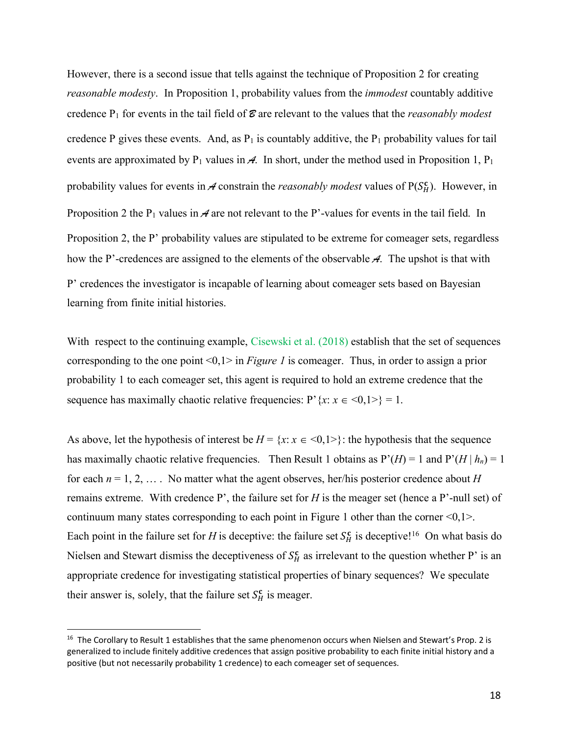However, there is a second issue that tells against the technique of Proposition 2 for creating *reasonable modesty*. In Proposition 1, probability values from the *immodest* countably additive credence $P_1$ for events in the tail field of $\mathcal{B}$ are relevant to the values that the *reasonably modest* credence P gives these events. And, as $P_1$ is countably additive, the $P_1$ probability values for tail events are approximated by $P_1$ values in $\mathcal{A}$. In short, under the method used in Proposition 1, $P_1$ probability values for events in $\mathcal{A}$ constrain the *reasonably modest* values of $P(S_H^{\mathbf{c}})$. However, in Proposition 2 the $P_1$ values in $\mathcal{A}$ are not relevant to the P'-values for events in the tail field. In Proposition 2, the P' probability values are stipulated to be extreme for comeager sets, regardless how the P'-credences are assigned to the elements of the observable $\mathcal{A}$. The upshot is that with P' credences the investigator is incapable of learning about comeager sets based on Bayesian learning from finite initial histories.

With respect to the continuing example, Cisewski et al. (2018) establish that the set of sequences corresponding to the one point <0,1> in *Figure 1* is comeager. Thus, in order to assign a prior probability 1 to each comeager set, this agent is required to hold an extreme credence that the sequence has maximally chaotic relative frequencies: $P'\{x: x \in <0,1>\} = 1$.

As above, let the hypothesis of interest be $H = \{x: x \in <0,1>\}$: the hypothesis that the sequence has maximally chaotic relative frequencies. Then Result 1 obtains as $P'(H) = 1$ and $P'(H \mid h_n) = 1$ for each $n = 1, 2, \ldots$ . No matter what the agent observes, her/his posterior credence about $H$ remains extreme. With credence P', the failure set for $H$ is the meager set (hence a P'-null set) of continuum many states corresponding to each point in Figure 1 other than the corner <0,1>. Each point in the failure set for $H$ is deceptive: the failure set $S_H^{\mathbf{c}}$ is deceptive![16] On what basis do Nielsen and Stewart dismiss the deceptiveness of $S_H^{\mathbf{c}}$ as irrelevant to the question whether P' is an appropriate credence for investigating statistical properties of binary sequences? We speculate their answer is, solely, that the failure set $S_H^{\mathbf{c}}$ is meager.

---

[16] The Corollary to Result 1 establishes that the same phenomenon occurs when Nielsen and Stewart's Prop. 2 is generalized to include finitely additive credences that assign positive probability to each finite initial history and a positive (but not necessarily probability 1 credence) to each comeager set of sequences.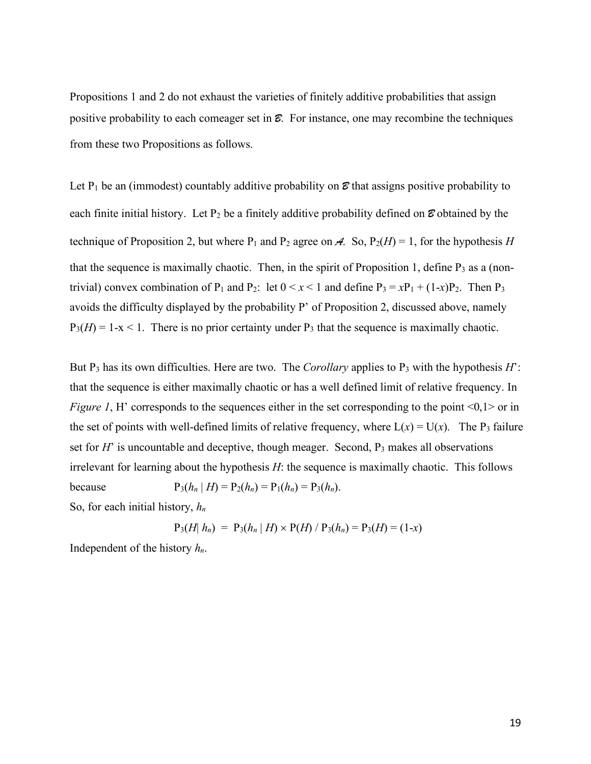Propositions 1 and 2 do not exhaust the varieties of finitely additive probabilities that assign positive probability to each comeager set in $\mathcal{B}$. For instance, one may recombine the techniques from these two Propositions as follows.

Let $P_1$ be an (immodest) countably additive probability on $\mathcal{B}$ that assigns positive probability to each finite initial history. Let $P_2$ be a finitely additive probability defined on $\mathcal{B}$ obtained by the technique of Proposition 2, but where $P_1$ and $P_2$ agree on $\mathcal{A}$. So, $P_2(H) = 1$, for the hypothesis $H$ that the sequence is maximally chaotic. Then, in the spirit of Proposition 1, define $P_3$ as a (non-trivial) convex combination of $P_1$ and $P_2$: let $0 < x < 1$ and define $P_3 = xP_1 + (1-x)P_2$. Then $P_3$ avoids the difficulty displayed by the probability P' of Proposition 2, discussed above, namely $P_3(H) = 1-x < 1$. There is no prior certainty under $P_3$ that the sequence is maximally chaotic.

But $P_3$ has its own difficulties. Here are two. The *Corollary* applies to $P_3$ with the hypothesis *H*': that the sequence is either maximally chaotic or has a well defined limit of relative frequency. In *Figure 1*, H' corresponds to the sequences either in the set corresponding to the point <0,1> or in the set of points with well-defined limits of relative frequency, where $L(x) = U(x)$. The $P_3$ failure set for *H*' is uncountable and deceptive, though meager. Second, $P_3$ makes all observations irrelevant for learning about the hypothesis *H*: the sequence is maximally chaotic. This follows because

$$P_3(h_n \mid H) = P_2(h_n) = P_1(h_n) = P_3(h_n).$$

So, for each initial history, $h_n$

$$P_3(H \mid h_n) = P_3(h_n \mid H) \times P(H) / P_3(h_n) = P_3(H) = (1-x)$$

Independent of the history $h_n$.